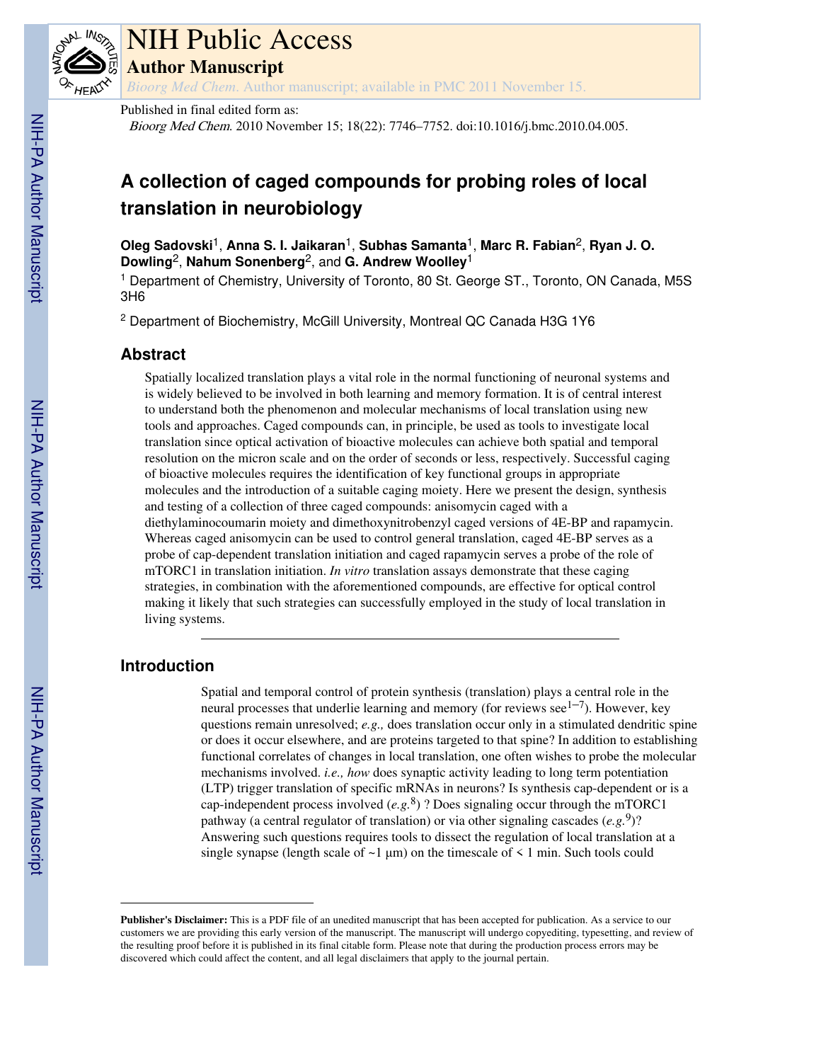# NIH Public Access
## Author Manuscript

*Bioorg Med Chem*. Author manuscript; available in PMC 2011 November 15.

Published in final edited form as:
*Bioorg Med Chem*. 2010 November 15; 18(22): 7746–7752. doi:10.1016/j.bmc.2010.04.005.

# A collection of caged compounds for probing roles of local translation in neurobiology

**Oleg Sadovski**[1], **Anna S. I. Jaikaran**[1], **Subhas Samanta**[1], **Marc R. Fabian**[2], **Ryan J. O. Dowling**[2], **Nahum Sonenberg**[2], and **G. Andrew Woolley**[1]

[1] Department of Chemistry, University of Toronto, 80 St. George ST., Toronto, ON Canada, M5S 3H6

[2] Department of Biochemistry, McGill University, Montreal QC Canada H3G 1Y6

## Abstract

Spatially localized translation plays a vital role in the normal functioning of neuronal systems and is widely believed to be involved in both learning and memory formation. It is of central interest to understand both the phenomenon and molecular mechanisms of local translation using new tools and approaches. Caged compounds can, in principle, be used as tools to investigate local translation since optical activation of bioactive molecules can achieve both spatial and temporal resolution on the micron scale and on the order of seconds or less, respectively. Successful caging of bioactive molecules requires the identification of key functional groups in appropriate molecules and the introduction of a suitable caging moiety. Here we present the design, synthesis and testing of a collection of three caged compounds: anisomycin caged with a diethylaminocoumarin moiety and dimethoxynitrobenzyl caged versions of 4E-BP and rapamycin. Whereas caged anisomycin can be used to control general translation, caged 4E-BP serves as a probe of cap-dependent translation initiation and caged rapamycin serves a probe of the role of mTORC1 in translation initiation. *In vitro* translation assays demonstrate that these caging strategies, in combination with the aforementioned compounds, are effective for optical control making it likely that such strategies can successfully employed in the study of local translation in living systems.

## Introduction

Spatial and temporal control of protein synthesis (translation) plays a central role in the neural processes that underlie learning and memory (for reviews see[1–7]). However, key questions remain unresolved; *e.g.,* does translation occur only in a stimulated dendritic spine or does it occur elsewhere, and are proteins targeted to that spine? In addition to establishing functional correlates of changes in local translation, one often wishes to probe the molecular mechanisms involved. *i.e., how* does synaptic activity leading to long term potentiation (LTP) trigger translation of specific mRNAs in neurons? Is synthesis cap-dependent or is a cap-independent process involved (*e.g.*[8]) ? Does signaling occur through the mTORC1 pathway (a central regulator of translation) or via other signaling cascades (*e.g.*[9])? Answering such questions requires tools to dissect the regulation of local translation at a single synapse (length scale of ~1 μm) on the timescale of < 1 min. Such tools could

**Publisher's Disclaimer:** This is a PDF file of an unedited manuscript that has been accepted for publication. As a service to our customers we are providing this early version of the manuscript. The manuscript will undergo copyediting, typesetting, and review of the resulting proof before it is published in its final citable form. Please note that during the production process errors may be discovered which could affect the content, and all legal disclaimers that apply to the journal pertain.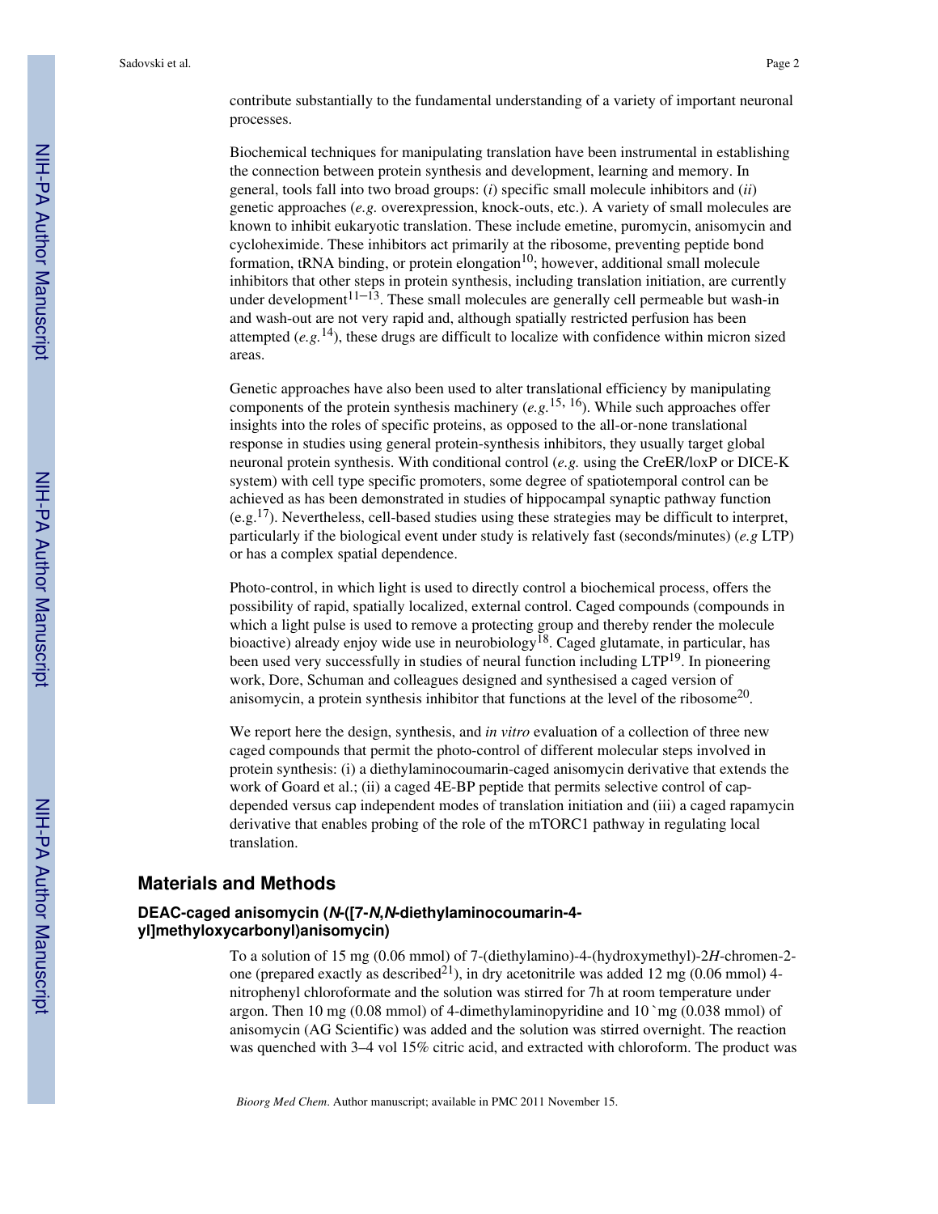contribute substantially to the fundamental understanding of a variety of important neuronal processes.

Biochemical techniques for manipulating translation have been instrumental in establishing the connection between protein synthesis and development, learning and memory. In general, tools fall into two broad groups: (*i*) specific small molecule inhibitors and (*ii*) genetic approaches (*e.g.* overexpression, knock-outs, etc.). A variety of small molecules are known to inhibit eukaryotic translation. These include emetine, puromycin, anisomycin and cycloheximide. These inhibitors act primarily at the ribosome, preventing peptide bond formation, tRNA binding, or protein elongation[10]; however, additional small molecule inhibitors that other steps in protein synthesis, including translation initiation, are currently under development[11–13]. These small molecules are generally cell permeable but wash-in and wash-out are not very rapid and, although spatially restricted perfusion has been attempted (*e.g.*[14]), these drugs are difficult to localize with confidence within micron sized areas.

Genetic approaches have also been used to alter translational efficiency by manipulating components of the protein synthesis machinery (*e.g.*[15, 16]). While such approaches offer insights into the roles of specific proteins, as opposed to the all-or-none translational response in studies using general protein-synthesis inhibitors, they usually target global neuronal protein synthesis. With conditional control (*e.g.* using the CreER/loxP or DICE-K system) with cell type specific promoters, some degree of spatiotemporal control can be achieved as has been demonstrated in studies of hippocampal synaptic pathway function (e.g.[17]). Nevertheless, cell-based studies using these strategies may be difficult to interpret, particularly if the biological event under study is relatively fast (seconds/minutes) (*e.g* LTP) or has a complex spatial dependence.

Photo-control, in which light is used to directly control a biochemical process, offers the possibility of rapid, spatially localized, external control. Caged compounds (compounds in which a light pulse is used to remove a protecting group and thereby render the molecule bioactive) already enjoy wide use in neurobiology[18]. Caged glutamate, in particular, has been used very successfully in studies of neural function including LTP[19]. In pioneering work, Dore, Schuman and colleagues designed and synthesised a caged version of anisomycin, a protein synthesis inhibitor that functions at the level of the ribosome[20].

We report here the design, synthesis, and *in vitro* evaluation of a collection of three new caged compounds that permit the photo-control of different molecular steps involved in protein synthesis: (i) a diethylaminocoumarin-caged anisomycin derivative that extends the work of Goard et al.; (ii) a caged 4E-BP peptide that permits selective control of cap-depended versus cap independent modes of translation initiation and (iii) a caged rapamycin derivative that enables probing of the role of the mTORC1 pathway in regulating local translation.

## Materials and Methods

### DEAC-caged anisomycin (*N*-([7-*N,N*-diethylaminocoumarin-4-yl]methyloxycarbonyl)anisomycin)

To a solution of 15 mg (0.06 mmol) of 7-(diethylamino)-4-(hydroxymethyl)-2*H*-chromen-2-one (prepared exactly as described[21]), in dry acetonitrile was added 12 mg (0.06 mmol) 4-nitrophenyl chloroformate and the solution was stirred for 7h at room temperature under argon. Then 10 mg (0.08 mmol) of 4-dimethylaminopyridine and 10 `mg (0.038 mmol) of anisomycin (AG Scientific) was added and the solution was stirred overnight. The reaction was quenched with 3–4 vol 15% citric acid, and extracted with chloroform. The product was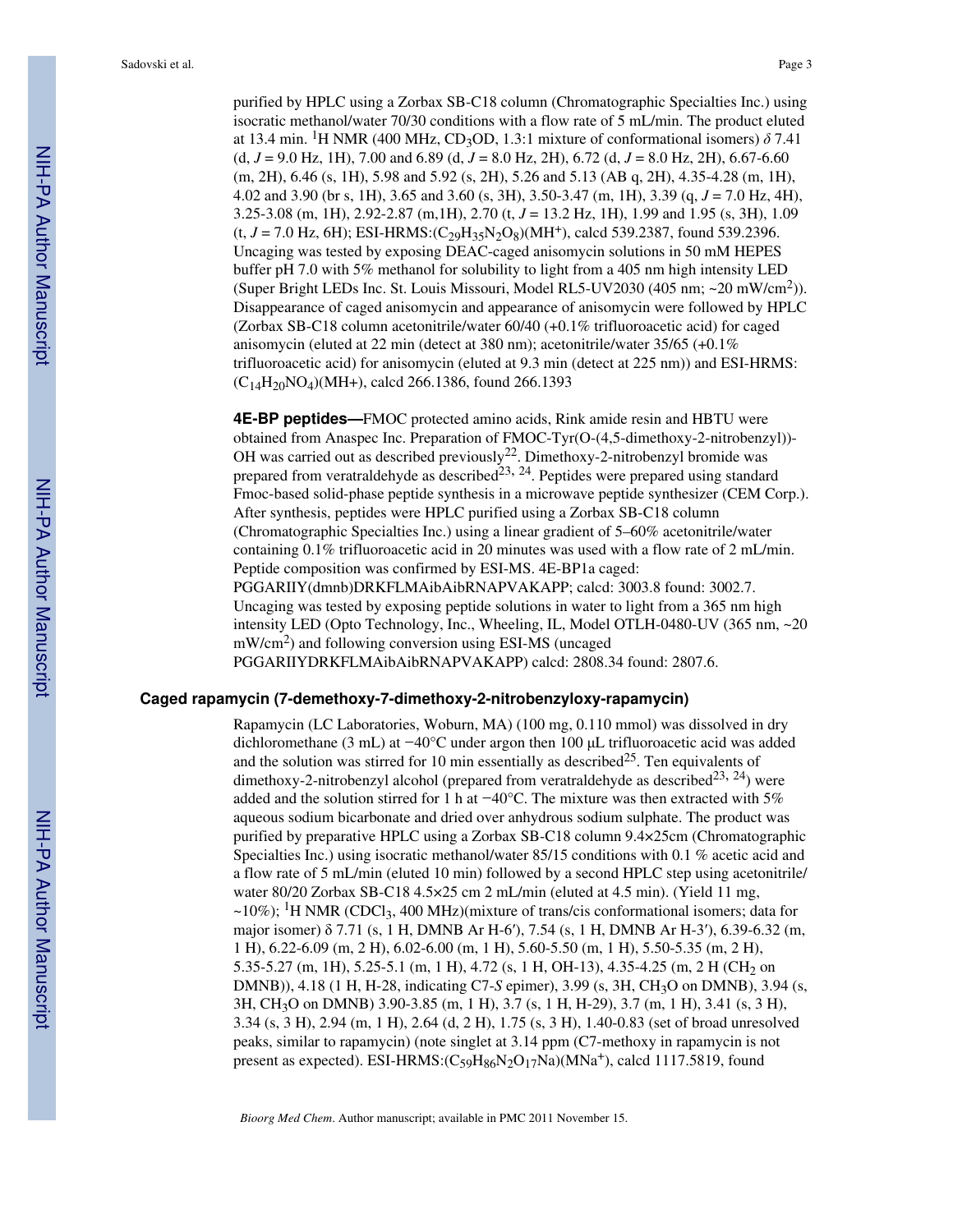purified by HPLC using a Zorbax SB-C18 column (Chromatographic Specialties Inc.) using isocratic methanol/water 70/30 conditions with a flow rate of 5 mL/min. The product eluted at 13.4 min. $^1$H NMR (400 MHz, $CD_3OD$, 1.3:1 mixture of conformational isomers) δ 7.41 (d, *J* = 9.0 Hz, 1H), 7.00 and 6.89 (d, *J* = 8.0 Hz, 2H), 6.72 (d, *J* = 8.0 Hz, 2H), 6.67-6.60 (m, 2H), 6.46 (s, 1H), 5.98 and 5.92 (s, 2H), 5.26 and 5.13 (AB q, 2H), 4.35-4.28 (m, 1H), 4.02 and 3.90 (br s, 1H), 3.65 and 3.60 (s, 3H), 3.50-3.47 (m, 1H), 3.39 (q, *J* = 7.0 Hz, 4H), 3.25-3.08 (m, 1H), 2.92-2.87 (m,1H), 2.70 (t, *J* = 13.2 Hz, 1H), 1.99 and 1.95 (s, 3H), 1.09 (t, *J* = 7.0 Hz, 6H); ESI-HRMS:($C_{29}H_{35}N_2O_8$)($MH^+$), calcd 539.2387, found 539.2396. Uncaging was tested by exposing DEAC-caged anisomycin solutions in 50 mM HEPES buffer pH 7.0 with 5% methanol for solubility to light from a 405 nm high intensity LED (Super Bright LEDs Inc. St. Louis Missouri, Model RL5-UV2030 (405 nm; ~20 mW/cm$^2$)). Disappearance of caged anisomycin and appearance of anisomycin were followed by HPLC (Zorbax SB-C18 column acetonitrile/water 60/40 (+0.1% trifluoroacetic acid) for caged anisomycin (eluted at 22 min (detect at 380 nm); acetonitrile/water 35/65 (+0.1% trifluoroacetic acid) for anisomycin (eluted at 9.3 min (detect at 225 nm)) and ESI-HRMS: ($C_{14}H_{20}NO_4$)(MH+), calcd 266.1386, found 266.1393

**4E-BP peptides—**FMOC protected amino acids, Rink amide resin and HBTU were obtained from Anaspec Inc. Preparation of FMOC-Tyr(O-(4,5-dimethoxy-2-nitrobenzyl))-OH was carried out as described previously[22]. Dimethoxy-2-nitrobenzyl bromide was prepared from veratraldehyde as described[23, 24]. Peptides were prepared using standard Fmoc-based solid-phase peptide synthesis in a microwave peptide synthesizer (CEM Corp.). After synthesis, peptides were HPLC purified using a Zorbax SB-C18 column (Chromatographic Specialties Inc.) using a linear gradient of 5–60% acetonitrile/water containing 0.1% trifluoroacetic acid in 20 minutes was used with a flow rate of 2 mL/min. Peptide composition was confirmed by ESI-MS. 4E-BP1a caged: PGGARIIY(dmnb)DRKFLMAibAibRNAPVAKAPP; calcd: 3003.8 found: 3002.7. Uncaging was tested by exposing peptide solutions in water to light from a 365 nm high intensity LED (Opto Technology, Inc., Wheeling, IL, Model OTLH-0480-UV (365 nm, ~20 mW/cm$^2$) and following conversion using ESI-MS (uncaged PGGARIIYDRKFLMAibAibRNAPVAKAPP) calcd: 2808.34 found: 2807.6.

### Caged rapamycin (7-demethoxy-7-dimethoxy-2-nitrobenzyloxy-rapamycin)

Rapamycin (LC Laboratories, Woburn, MA) (100 mg, 0.110 mmol) was dissolved in dry dichloromethane (3 mL) at −40°C under argon then 100 μL trifluoroacetic acid was added and the solution was stirred for 10 min essentially as described[25]. Ten equivalents of dimethoxy-2-nitrobenzyl alcohol (prepared from veratraldehyde as described[23, 24]) were added and the solution stirred for 1 h at −40°C. The mixture was then extracted with 5% aqueous sodium bicarbonate and dried over anhydrous sodium sulphate. The product was purified by preparative HPLC using a Zorbax SB-C18 column 9.4×25cm (Chromatographic Specialties Inc.) using isocratic methanol/water 85/15 conditions with 0.1 % acetic acid and a flow rate of 5 mL/min (eluted 10 min) followed by a second HPLC step using acetonitrile/water 80/20 Zorbax SB-C18 4.5×25 cm 2 mL/min (eluted at 4.5 min). (Yield 11 mg, ~10%); $^1$H NMR ($CDCl_3$, 400 MHz)(mixture of trans/cis conformational isomers; data for major isomer) δ 7.71 (s, 1 H, DMNB Ar H-6′), 7.54 (s, 1 H, DMNB Ar H-3′), 6.39-6.32 (m, 1 H), 6.22-6.09 (m, 2 H), 6.02-6.00 (m, 1 H), 5.60-5.50 (m, 1 H), 5.50-5.35 (m, 2 H), 5.35-5.27 (m, 1H), 5.25-5.1 (m, 1 H), 4.72 (s, 1 H, OH-13), 4.35-4.25 (m, 2 H ($CH_2$ on DMNB)), 4.18 (1 H, H-28, indicating C7-*S* epimer), 3.99 (s, 3H, $CH_3O$ on DMNB), 3.94 (s, 3H, $CH_3O$ on DMNB) 3.90-3.85 (m, 1 H), 3.7 (s, 1 H, H-29), 3.7 (m, 1 H), 3.41 (s, 3 H), 3.34 (s, 3 H), 2.94 (m, 1 H), 2.64 (d, 2 H), 1.75 (s, 3 H), 1.40-0.83 (set of broad unresolved peaks, similar to rapamycin) (note singlet at 3.14 ppm (C7-methoxy in rapamycin is not present as expected). ESI-HRMS:($C_{59}H_{86}N_2O_{17}Na$)($MNa^+$), calcd 1117.5819, found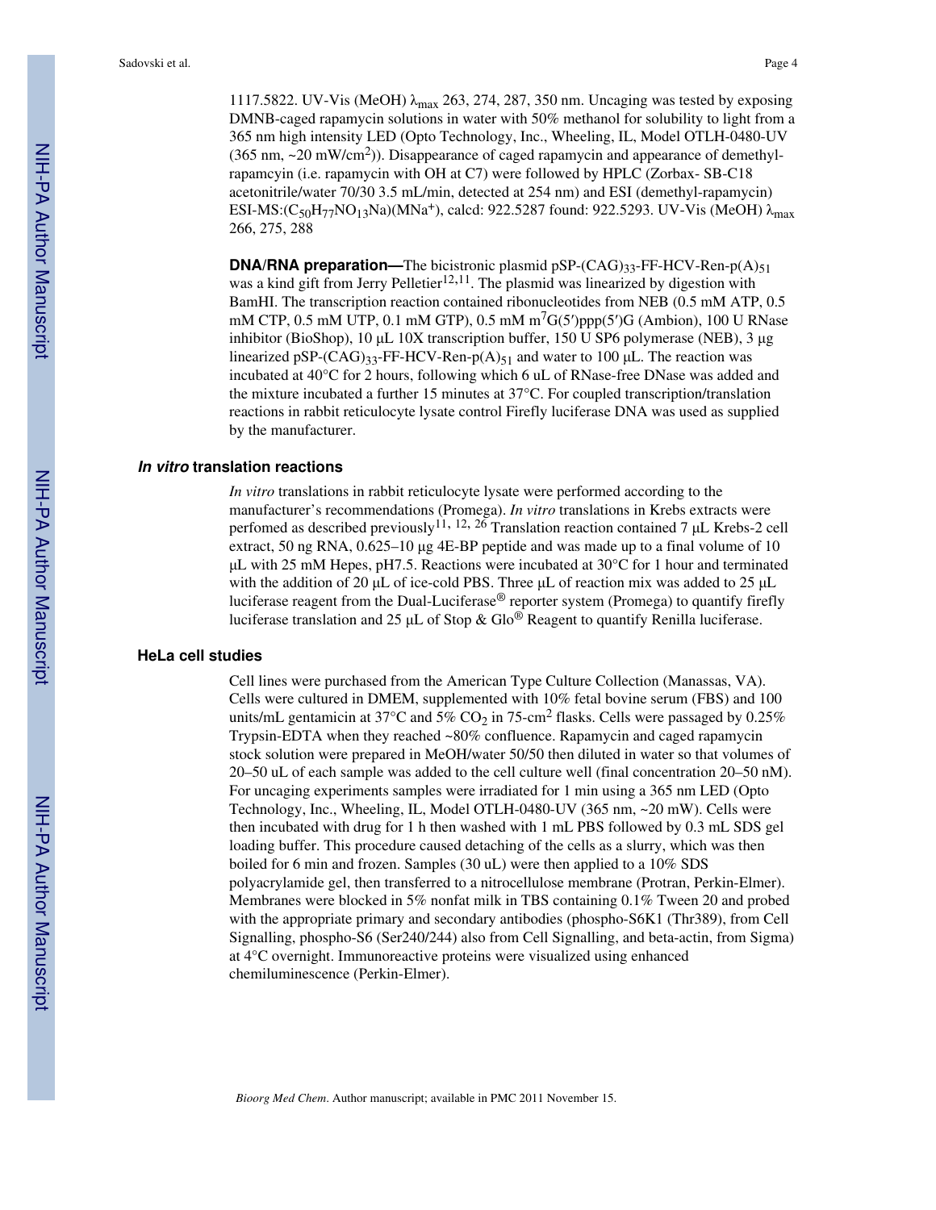1117.5822. UV-Vis (MeOH) $\lambda_{max}$ 263, 274, 287, 350 nm. Uncaging was tested by exposing DMNB-caged rapamycin solutions in water with 50% methanol for solubility to light from a 365 nm high intensity LED (Opto Technology, Inc., Wheeling, IL, Model OTLH-0480-UV (365 nm, ~20 mW/cm$^2$)). Disappearance of caged rapamycin and appearance of demethyl-rapamcyin (i.e. rapamycin with OH at C7) were followed by HPLC (Zorbax- SB-C18 acetonitrile/water 70/30 3.5 mL/min, detected at 254 nm) and ESI (demethyl-rapamycin) ESI-MS:($C_{50}H_{77}NO_{13}Na$)($MNa^+$), calcd: 922.5287 found: 922.5293. UV-Vis (MeOH) $\lambda_{max}$ 266, 275, 288

**DNA/RNA preparation—**The bicistronic plasmid pSP-$(CAG)_{33}$-FF-HCV-Ren-$p(A)_{51}$ was a kind gift from Jerry Pelletier[12,11]. The plasmid was linearized by digestion with BamHI. The transcription reaction contained ribonucleotides from NEB (0.5 mM ATP, 0.5 mM CTP, 0.5 mM UTP, 0.1 mM GTP), 0.5 mM $m^7G(5')ppp(5')G$ (Ambion), 100 U RNase inhibitor (BioShop), 10 μL 10X transcription buffer, 150 U SP6 polymerase (NEB), 3 μg linearized pSP-$(CAG)_{33}$-FF-HCV-Ren-$p(A)_{51}$ and water to 100 μL. The reaction was incubated at 40°C for 2 hours, following which 6 uL of RNase-free DNase was added and the mixture incubated a further 15 minutes at 37°C. For coupled transcription/translation reactions in rabbit reticulocyte lysate control Firefly luciferase DNA was used as supplied by the manufacturer.

## *In vitro* translation reactions

*In vitro* translations in rabbit reticulocyte lysate were performed according to the manufacturer's recommendations (Promega). *In vitro* translations in Krebs extracts were perfomed as described previously[11, 12, 26] Translation reaction contained 7 μL Krebs-2 cell extract, 50 ng RNA, 0.625–10 μg 4E-BP peptide and was made up to a final volume of 10 μL with 25 mM Hepes, pH7.5. Reactions were incubated at 30°C for 1 hour and terminated with the addition of 20 μL of ice-cold PBS. Three μL of reaction mix was added to 25 μL luciferase reagent from the Dual-Luciferase® reporter system (Promega) to quantify firefly luciferase translation and 25 μL of Stop & Glo® Reagent to quantify Renilla luciferase.

## HeLa cell studies

Cell lines were purchased from the American Type Culture Collection (Manassas, VA). Cells were cultured in DMEM, supplemented with 10% fetal bovine serum (FBS) and 100 units/mL gentamicin at 37°C and 5% $CO_2$ in 75-cm$^2$ flasks. Cells were passaged by 0.25% Trypsin-EDTA when they reached ~80% confluence. Rapamycin and caged rapamycin stock solution were prepared in MeOH/water 50/50 then diluted in water so that volumes of 20–50 uL of each sample was added to the cell culture well (final concentration 20–50 nM). For uncaging experiments samples were irradiated for 1 min using a 365 nm LED (Opto Technology, Inc., Wheeling, IL, Model OTLH-0480-UV (365 nm, ~20 mW). Cells were then incubated with drug for 1 h then washed with 1 mL PBS followed by 0.3 mL SDS gel loading buffer. This procedure caused detaching of the cells as a slurry, which was then boiled for 6 min and frozen. Samples (30 uL) were then applied to a 10% SDS polyacrylamide gel, then transferred to a nitrocellulose membrane (Protran, Perkin-Elmer). Membranes were blocked in 5% nonfat milk in TBS containing 0.1% Tween 20 and probed with the appropriate primary and secondary antibodies (phospho-S6K1 (Thr389), from Cell Signalling, phospho-S6 (Ser240/244) also from Cell Signalling, and beta-actin, from Sigma) at 4°C overnight. Immunoreactive proteins were visualized using enhanced chemiluminescence (Perkin-Elmer).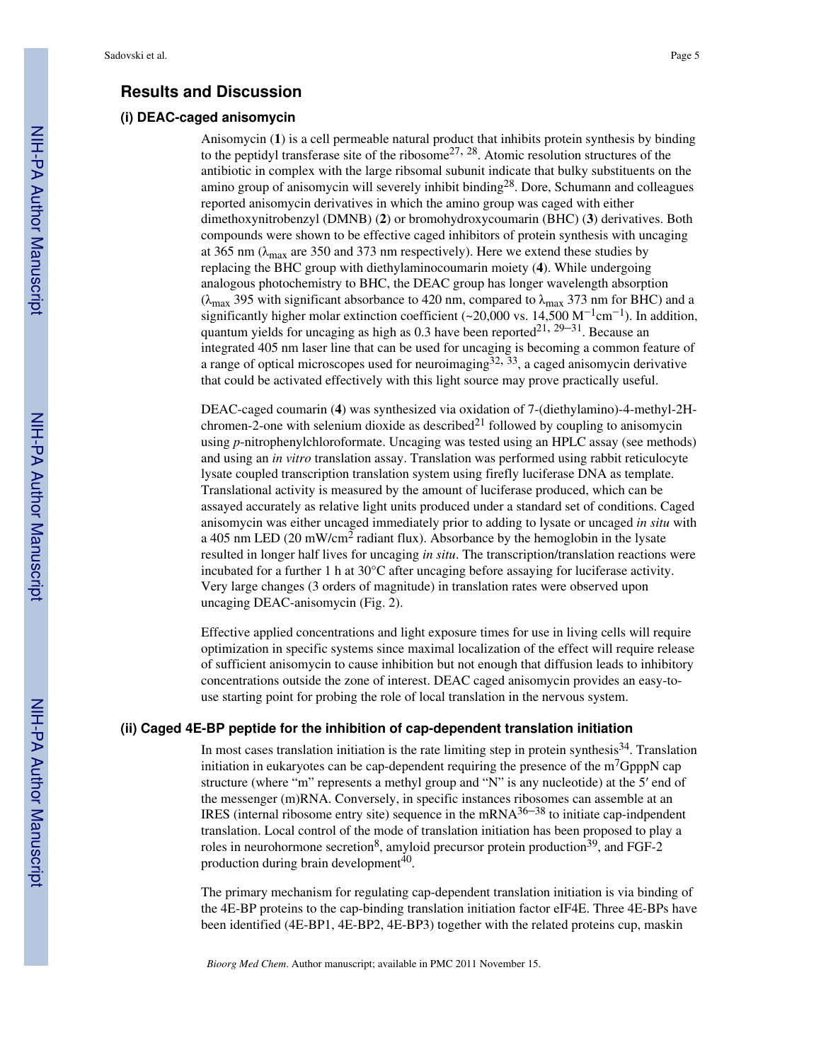## Results and Discussion

### (i) DEAC-caged anisomycin

Anisomycin (**1**) is a cell permeable natural product that inhibits protein synthesis by binding to the peptidyl transferase site of the ribosome[27, 28]. Atomic resolution structures of the antibiotic in complex with the large ribsomal subunit indicate that bulky substituents on the amino group of anisomycin will severely inhibit binding[28]. Dore, Schumann and colleagues reported anisomycin derivatives in which the amino group was caged with either dimethoxynitrobenzyl (DMNB) (**2**) or bromohydroxycoumarin (BHC) (**3**) derivatives. Both compounds were shown to be effective caged inhibitors of protein synthesis with uncaging at 365 nm ($\lambda_{max}$ are 350 and 373 nm respectively). Here we extend these studies by replacing the BHC group with diethylaminocoumarin moiety (**4**). While undergoing analogous photochemistry to BHC, the DEAC group has longer wavelength absorption ($\lambda_{max}$ 395 with significant absorbance to 420 nm, compared to $\lambda_{max}$ 373 nm for BHC) and a significantly higher molar extinction coefficient (~20,000 vs. 14,500 $M^{-1}cm^{-1}$). In addition, quantum yields for uncaging as high as 0.3 have been reported[21, 29–31]. Because an integrated 405 nm laser line that can be used for uncaging is becoming a common feature of a range of optical microscopes used for neuroimaging[32, 33], a caged anisomycin derivative that could be activated effectively with this light source may prove practically useful.

DEAC-caged coumarin (**4**) was synthesized via oxidation of 7-(diethylamino)-4-methyl-2H-chromen-2-one with selenium dioxide as described[21] followed by coupling to anisomycin using *p*-nitrophenylchloroformate. Uncaging was tested using an HPLC assay (see methods) and using an *in vitro* translation assay. Translation was performed using rabbit reticulocyte lysate coupled transcription translation system using firefly luciferase DNA as template. Translational activity is measured by the amount of luciferase produced, which can be assayed accurately as relative light units produced under a standard set of conditions. Caged anisomycin was either uncaged immediately prior to adding to lysate or uncaged *in situ* with a 405 nm LED (20 mW/$cm^2$ radiant flux). Absorbance by the hemoglobin in the lysate resulted in longer half lives for uncaging *in situ*. The transcription/translation reactions were incubated for a further 1 h at 30°C after uncaging before assaying for luciferase activity. Very large changes (3 orders of magnitude) in translation rates were observed upon uncaging DEAC-anisomycin (Fig. 2).

Effective applied concentrations and light exposure times for use in living cells will require optimization in specific systems since maximal localization of the effect will require release of sufficient anisomycin to cause inhibition but not enough that diffusion leads to inhibitory concentrations outside the zone of interest. DEAC caged anisomycin provides an easy-to-use starting point for probing the role of local translation in the nervous system.

### (ii) Caged 4E-BP peptide for the inhibition of cap-dependent translation initiation

In most cases translation initiation is the rate limiting step in protein synthesis[34]. Translation initiation in eukaryotes can be cap-dependent requiring the presence of the $m^7$GpppN cap structure (where "m" represents a methyl group and "N" is any nucleotide) at the 5′ end of the messenger (m)RNA. Conversely, in specific instances ribosomes can assemble at an IRES (internal ribosome entry site) sequence in the mRNA[36–38] to initiate cap-indpendent translation. Local control of the mode of translation initiation has been proposed to play a roles in neurohormone secretion[8], amyloid precursor protein production[39], and FGF-2 production during brain development[40].

The primary mechanism for regulating cap-dependent translation initiation is via binding of the 4E-BP proteins to the cap-binding translation initiation factor eIF4E. Three 4E-BPs have been identified (4E-BP1, 4E-BP2, 4E-BP3) together with the related proteins cup, maskin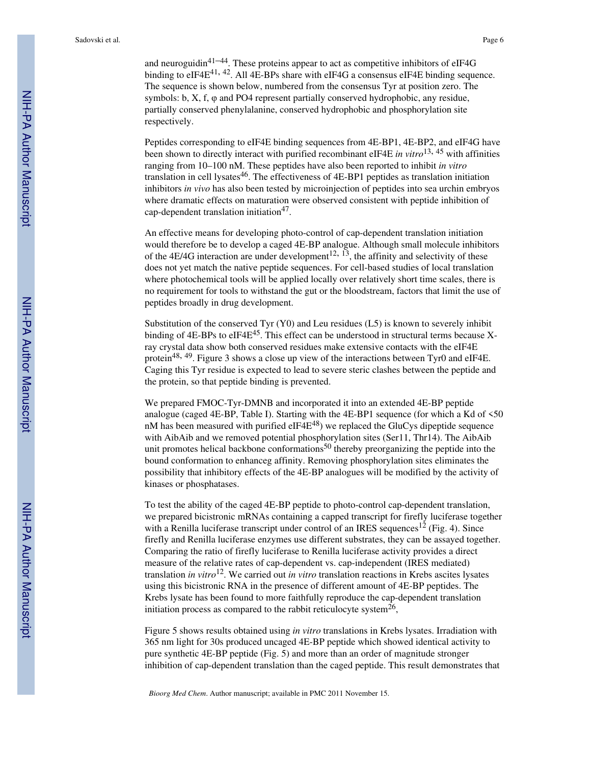and neuroguidin[41–44]. These proteins appear to act as competitive inhibitors of eIF4G binding to eIF4E[41, 42]. All 4E-BPs share with eIF4G a consensus eIF4E binding sequence. The sequence is shown below, numbered from the consensus Tyr at position zero. The symbols: b, X, f, φ and PO4 represent partially conserved hydrophobic, any residue, partially conserved phenylalanine, conserved hydrophobic and phosphorylation site respectively.

Peptides corresponding to eIF4E binding sequences from 4E-BP1, 4E-BP2, and eIF4G have been shown to directly interact with purified recombinant eIF4E *in vitro*[13, 45] with affinities ranging from 10–100 nM. These peptides have also been reported to inhibit *in vitro* translation in cell lysates[46]. The effectiveness of 4E-BP1 peptides as translation initiation inhibitors *in vivo* has also been tested by microinjection of peptides into sea urchin embryos where dramatic effects on maturation were observed consistent with peptide inhibition of cap-dependent translation initiation[47].

An effective means for developing photo-control of cap-dependent translation initiation would therefore be to develop a caged 4E-BP analogue. Although small molecule inhibitors of the 4E/4G interaction are under development[12, 13], the affinity and selectivity of these does not yet match the native peptide sequences. For cell-based studies of local translation where photochemical tools will be applied locally over relatively short time scales, there is no requirement for tools to withstand the gut or the bloodstream, factors that limit the use of peptides broadly in drug development.

Substitution of the conserved Tyr (Y0) and Leu residues (L5) is known to severely inhibit binding of 4E-BPs to eIF4E[45]. This effect can be understood in structural terms because X-ray crystal data show both conserved residues make extensive contacts with the eIF4E protein[48, 49]. Figure 3 shows a close up view of the interactions between Tyr0 and eIF4E. Caging this Tyr residue is expected to lead to severe steric clashes between the peptide and the protein, so that peptide binding is prevented.

We prepared FMOC-Tyr-DMNB and incorporated it into an extended 4E-BP peptide analogue (caged 4E-BP, Table I). Starting with the 4E-BP1 sequence (for which a Kd of <50 nM has been measured with purified eIF4E[48]) we replaced the GluCys dipeptide sequence with AibAib and we removed potential phosphorylation sites (Ser11, Thr14). The AibAib unit promotes helical backbone conformations[50] thereby preorganizing the peptide into the bound conformation to enhanceg affinity. Removing phosphorylation sites eliminates the possibility that inhibitory effects of the 4E-BP analogues will be modified by the activity of kinases or phosphatases.

To test the ability of the caged 4E-BP peptide to photo-control cap-dependent translation, we prepared bicistronic mRNAs containing a capped transcript for firefly luciferase together with a Renilla luciferase transcript under control of an IRES sequences[12] (Fig. 4). Since firefly and Renilla luciferase enzymes use different substrates, they can be assayed together. Comparing the ratio of firefly luciferase to Renilla luciferase activity provides a direct measure of the relative rates of cap-dependent vs. cap-independent (IRES mediated) translation *in vitro*[12]. We carried out *in vitro* translation reactions in Krebs ascites lysates using this bicistronic RNA in the presence of different amount of 4E-BP peptides. The Krebs lysate has been found to more faithfully reproduce the cap-dependent translation initiation process as compared to the rabbit reticulocyte system[26],

Figure 5 shows results obtained using *in vitro* translations in Krebs lysates. Irradiation with 365 nm light for 30s produced uncaged 4E-BP peptide which showed identical activity to pure synthetic 4E-BP peptide (Fig. 5) and more than an order of magnitude stronger inhibition of cap-dependent translation than the caged peptide. This result demonstrates that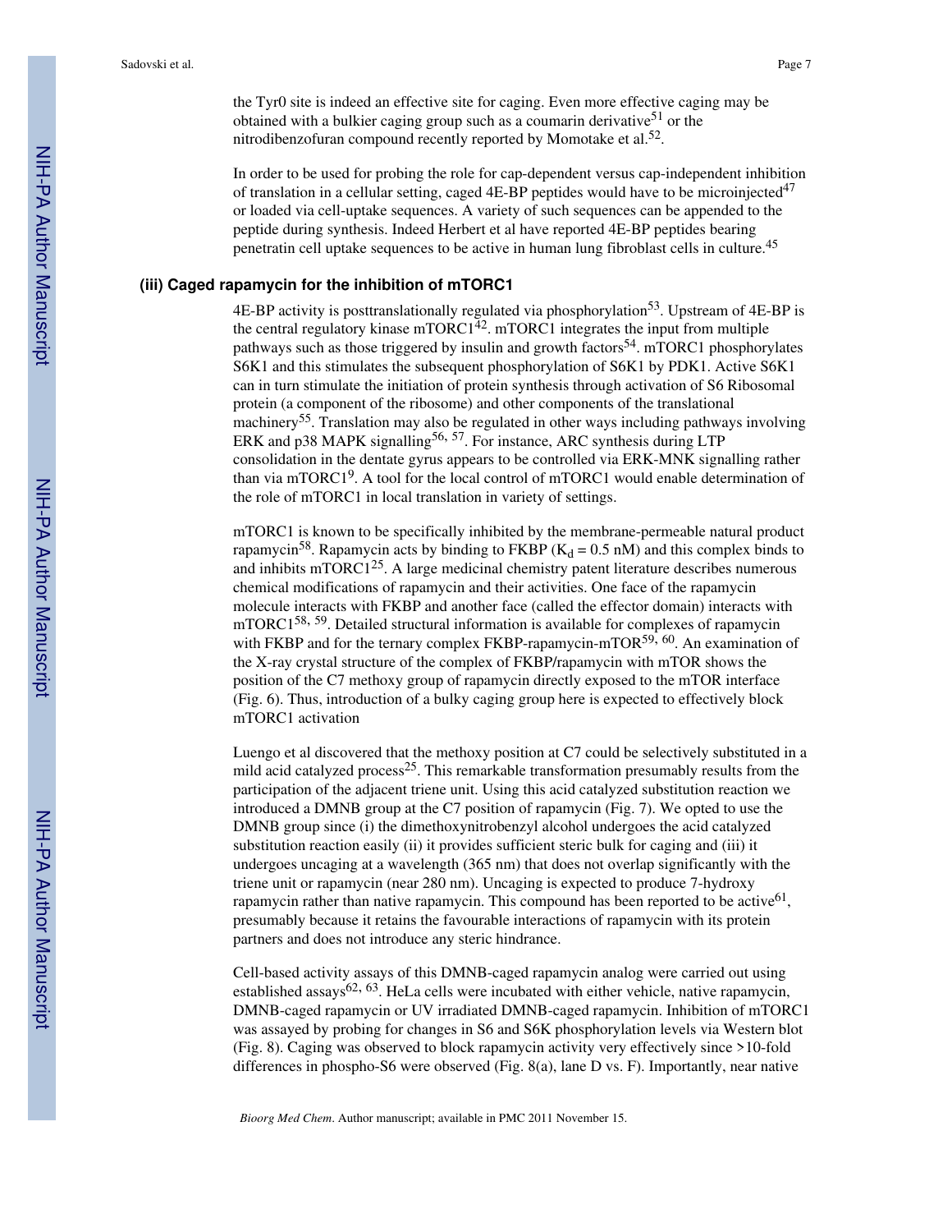the Tyr0 site is indeed an effective site for caging. Even more effective caging may be obtained with a bulkier caging group such as a coumarin derivative[51] or the nitrodibenzofuran compound recently reported by Momotake et al.[52].

In order to be used for probing the role for cap-dependent versus cap-independent inhibition of translation in a cellular setting, caged 4E-BP peptides would have to be microinjected[47] or loaded via cell-uptake sequences. A variety of such sequences can be appended to the peptide during synthesis. Indeed Herbert et al have reported 4E-BP peptides bearing penetratin cell uptake sequences to be active in human lung fibroblast cells in culture.[45]

### (iii) Caged rapamycin for the inhibition of mTORC1

4E-BP activity is posttranslationally regulated via phosphorylation[53]. Upstream of 4E-BP is the central regulatory kinase mTORC1[42]. mTORC1 integrates the input from multiple pathways such as those triggered by insulin and growth factors[54]. mTORC1 phosphorylates S6K1 and this stimulates the subsequent phosphorylation of S6K1 by PDK1. Active S6K1 can in turn stimulate the initiation of protein synthesis through activation of S6 Ribosomal protein (a component of the ribosome) and other components of the translational machinery[55]. Translation may also be regulated in other ways including pathways involving ERK and p38 MAPK signalling[56, 57]. For instance, ARC synthesis during LTP consolidation in the dentate gyrus appears to be controlled via ERK-MNK signalling rather than via mTORC1[9]. A tool for the local control of mTORC1 would enable determination of the role of mTORC1 in local translation in variety of settings.

mTORC1 is known to be specifically inhibited by the membrane-permeable natural product rapamycin[58]. Rapamycin acts by binding to FKBP ($K_d$ = 0.5 nM) and this complex binds to and inhibits mTORC1[25]. A large medicinal chemistry patent literature describes numerous chemical modifications of rapamycin and their activities. One face of the rapamycin molecule interacts with FKBP and another face (called the effector domain) interacts with mTORC1[58, 59]. Detailed structural information is available for complexes of rapamycin with FKBP and for the ternary complex FKBP-rapamycin-mTOR[59, 60]. An examination of the X-ray crystal structure of the complex of FKBP/rapamycin with mTOR shows the position of the C7 methoxy group of rapamycin directly exposed to the mTOR interface (Fig. 6). Thus, introduction of a bulky caging group here is expected to effectively block mTORC1 activation

Luengo et al discovered that the methoxy position at C7 could be selectively substituted in a mild acid catalyzed process[25]. This remarkable transformation presumably results from the participation of the adjacent triene unit. Using this acid catalyzed substitution reaction we introduced a DMNB group at the C7 position of rapamycin (Fig. 7). We opted to use the DMNB group since (i) the dimethoxynitrobenzyl alcohol undergoes the acid catalyzed substitution reaction easily (ii) it provides sufficient steric bulk for caging and (iii) it undergoes uncaging at a wavelength (365 nm) that does not overlap significantly with the triene unit or rapamycin (near 280 nm). Uncaging is expected to produce 7-hydroxy rapamycin rather than native rapamycin. This compound has been reported to be active[61], presumably because it retains the favourable interactions of rapamycin with its protein partners and does not introduce any steric hindrance.

Cell-based activity assays of this DMNB-caged rapamycin analog were carried out using established assays[62, 63]. HeLa cells were incubated with either vehicle, native rapamycin, DMNB-caged rapamycin or UV irradiated DMNB-caged rapamycin. Inhibition of mTORC1 was assayed by probing for changes in S6 and S6K phosphorylation levels via Western blot (Fig. 8). Caging was observed to block rapamycin activity very effectively since >10-fold differences in phospho-S6 were observed (Fig. 8(a), lane D vs. F). Importantly, near native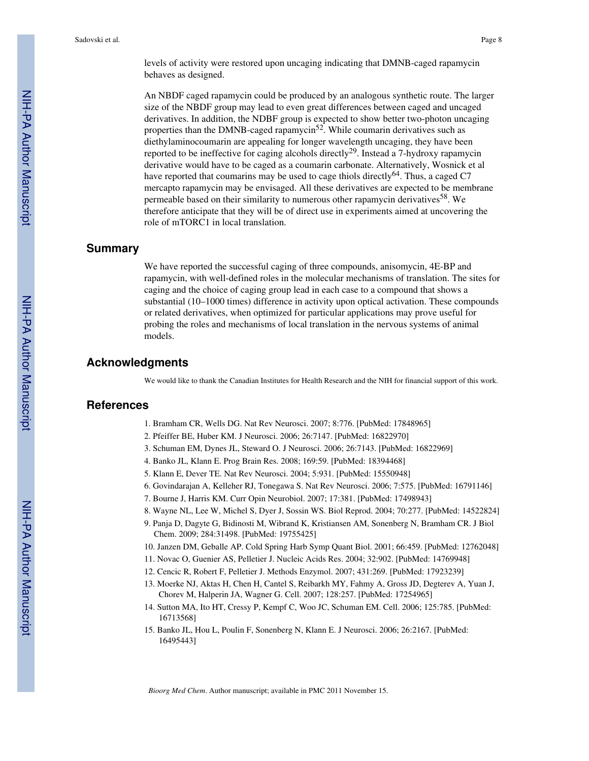levels of activity were restored upon uncaging indicating that DMNB-caged rapamycin behaves as designed.

An NBDF caged rapamycin could be produced by an analogous synthetic route. The larger size of the NBDF group may lead to even great differences between caged and uncaged derivatives. In addition, the NDBF group is expected to show better two-photon uncaging properties than the DMNB-caged rapamycin[52]. While coumarin derivatives such as diethylaminocoumarin are appealing for longer wavelength uncaging, they have been reported to be ineffective for caging alcohols directly[29]. Instead a 7-hydroxy rapamycin derivative would have to be caged as a coumarin carbonate. Alternatively, Wosnick et al have reported that coumarins may be used to cage thiols directly[64]. Thus, a caged C7 mercapto rapamycin may be envisaged. All these derivatives are expected to be membrane permeable based on their similarity to numerous other rapamycin derivatives[58]. We therefore anticipate that they will be of direct use in experiments aimed at uncovering the role of mTORC1 in local translation.

## Summary

We have reported the successful caging of three compounds, anisomycin, 4E-BP and rapamycin, with well-defined roles in the molecular mechanisms of translation. The sites for caging and the choice of caging group lead in each case to a compound that shows a substantial (10–1000 times) difference in activity upon optical activation. These compounds or related derivatives, when optimized for particular applications may prove useful for probing the roles and mechanisms of local translation in the nervous systems of animal models.

## Acknowledgments

We would like to thank the Canadian Institutes for Health Research and the NIH for financial support of this work.

## References

1. Bramham CR, Wells DG. Nat Rev Neurosci. 2007; 8:776. [PubMed: 17848965]
2. Pfeiffer BE, Huber KM. J Neurosci. 2006; 26:7147. [PubMed: 16822970]
3. Schuman EM, Dynes JL, Steward O. J Neurosci. 2006; 26:7143. [PubMed: 16822969]
4. Banko JL, Klann E. Prog Brain Res. 2008; 169:59. [PubMed: 18394468]
5. Klann E, Dever TE. Nat Rev Neurosci. 2004; 5:931. [PubMed: 15550948]
6. Govindarajan A, Kelleher RJ, Tonegawa S. Nat Rev Neurosci. 2006; 7:575. [PubMed: 16791146]
7. Bourne J, Harris KM. Curr Opin Neurobiol. 2007; 17:381. [PubMed: 17498943]
8. Wayne NL, Lee W, Michel S, Dyer J, Sossin WS. Biol Reprod. 2004; 70:277. [PubMed: 14522824]
9. Panja D, Dagyte G, Bidinosti M, Wibrand K, Kristiansen AM, Sonenberg N, Bramham CR. J Biol Chem. 2009; 284:31498. [PubMed: 19755425]
10. Janzen DM, Geballe AP. Cold Spring Harb Symp Quant Biol. 2001; 66:459. [PubMed: 12762048]
11. Novac O, Guenier AS, Pelletier J. Nucleic Acids Res. 2004; 32:902. [PubMed: 14769948]
12. Cencic R, Robert F, Pelletier J. Methods Enzymol. 2007; 431:269. [PubMed: 17923239]
13. Moerke NJ, Aktas H, Chen H, Cantel S, Reibarkh MY, Fahmy A, Gross JD, Degterev A, Yuan J, Chorev M, Halperin JA, Wagner G. Cell. 2007; 128:257. [PubMed: 17254965]
14. Sutton MA, Ito HT, Cressy P, Kempf C, Woo JC, Schuman EM. Cell. 2006; 125:785. [PubMed: 16713568]
15. Banko JL, Hou L, Poulin F, Sonenberg N, Klann E. J Neurosci. 2006; 26:2167. [PubMed: 16495443]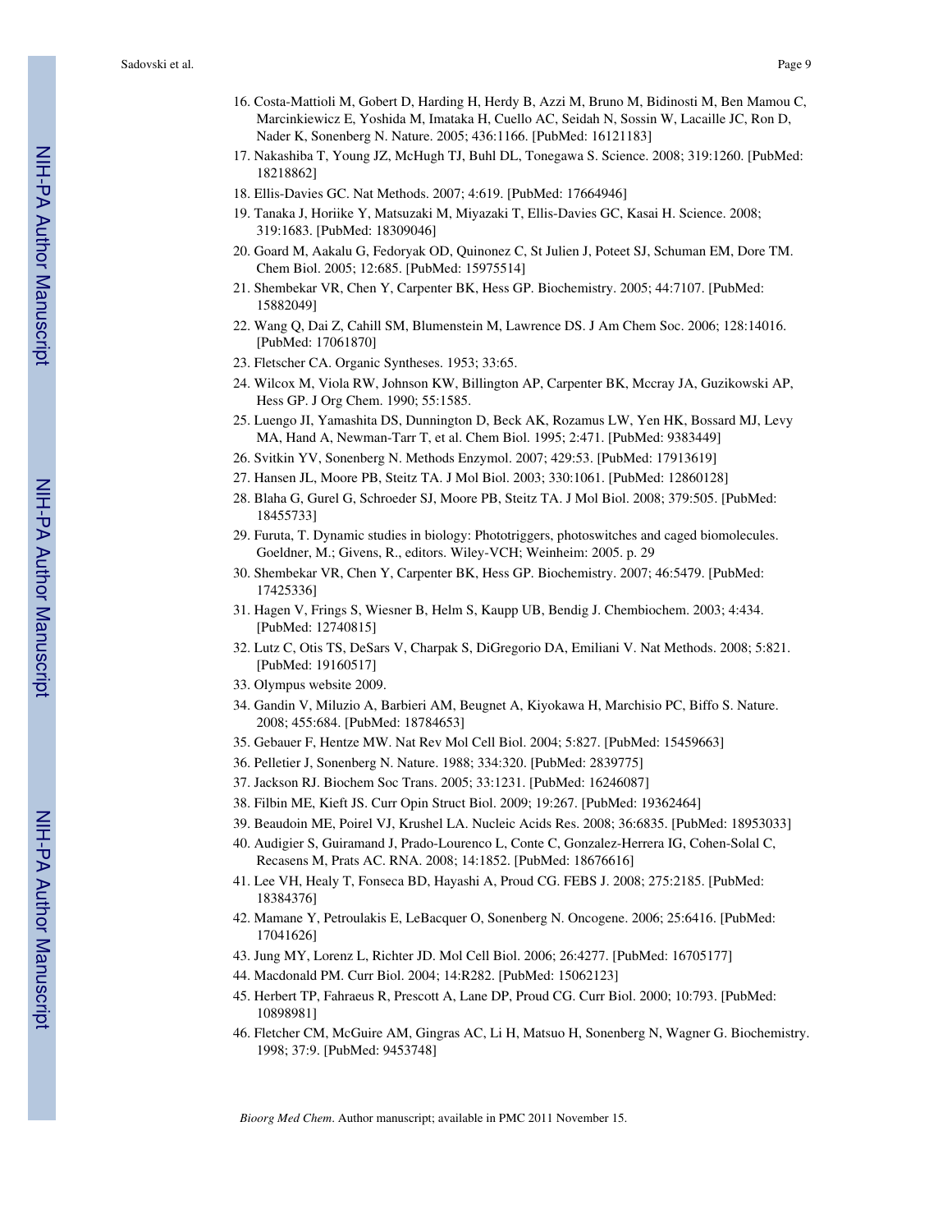16. Costa-Mattioli M, Gobert D, Harding H, Herdy B, Azzi M, Bruno M, Bidinosti M, Ben Mamou C, Marcinkiewicz E, Yoshida M, Imataka H, Cuello AC, Seidah N, Sossin W, Lacaille JC, Ron D, Nader K, Sonenberg N. Nature. 2005; 436:1166. [PubMed: 16121183]
17. Nakashiba T, Young JZ, McHugh TJ, Buhl DL, Tonegawa S. Science. 2008; 319:1260. [PubMed: 18218862]
18. Ellis-Davies GC. Nat Methods. 2007; 4:619. [PubMed: 17664946]
19. Tanaka J, Horiike Y, Matsuzaki M, Miyazaki T, Ellis-Davies GC, Kasai H. Science. 2008; 319:1683. [PubMed: 18309046]
20. Goard M, Aakalu G, Fedoryak OD, Quinonez C, St Julien J, Poteet SJ, Schuman EM, Dore TM. Chem Biol. 2005; 12:685. [PubMed: 15975514]
21. Shembekar VR, Chen Y, Carpenter BK, Hess GP. Biochemistry. 2005; 44:7107. [PubMed: 15882049]
22. Wang Q, Dai Z, Cahill SM, Blumenstein M, Lawrence DS. J Am Chem Soc. 2006; 128:14016. [PubMed: 17061870]
23. Fletscher CA. Organic Syntheses. 1953; 33:65.
24. Wilcox M, Viola RW, Johnson KW, Billington AP, Carpenter BK, Mccray JA, Guzikowski AP, Hess GP. J Org Chem. 1990; 55:1585.
25. Luengo JI, Yamashita DS, Dunnington D, Beck AK, Rozamus LW, Yen HK, Bossard MJ, Levy MA, Hand A, Newman-Tarr T, et al. Chem Biol. 1995; 2:471. [PubMed: 9383449]
26. Svitkin YV, Sonenberg N. Methods Enzymol. 2007; 429:53. [PubMed: 17913619]
27. Hansen JL, Moore PB, Steitz TA. J Mol Biol. 2003; 330:1061. [PubMed: 12860128]
28. Blaha G, Gurel G, Schroeder SJ, Moore PB, Steitz TA. J Mol Biol. 2008; 379:505. [PubMed: 18455733]
29. Furuta, T. Dynamic studies in biology: Phototriggers, photoswitches and caged biomolecules. Goeldner, M.; Givens, R., editors. Wiley-VCH; Weinheim: 2005. p. 29
30. Shembekar VR, Chen Y, Carpenter BK, Hess GP. Biochemistry. 2007; 46:5479. [PubMed: 17425336]
31. Hagen V, Frings S, Wiesner B, Helm S, Kaupp UB, Bendig J. Chembiochem. 2003; 4:434. [PubMed: 12740815]
32. Lutz C, Otis TS, DeSars V, Charpak S, DiGregorio DA, Emiliani V. Nat Methods. 2008; 5:821. [PubMed: 19160517]
33. Olympus website 2009.
34. Gandin V, Miluzio A, Barbieri AM, Beugnet A, Kiyokawa H, Marchisio PC, Biffo S. Nature. 2008; 455:684. [PubMed: 18784653]
35. Gebauer F, Hentze MW. Nat Rev Mol Cell Biol. 2004; 5:827. [PubMed: 15459663]
36. Pelletier J, Sonenberg N. Nature. 1988; 334:320. [PubMed: 2839775]
37. Jackson RJ. Biochem Soc Trans. 2005; 33:1231. [PubMed: 16246087]
38. Filbin ME, Kieft JS. Curr Opin Struct Biol. 2009; 19:267. [PubMed: 19362464]
39. Beaudoin ME, Poirel VJ, Krushel LA. Nucleic Acids Res. 2008; 36:6835. [PubMed: 18953033]
40. Audigier S, Guiramand J, Prado-Lourenco L, Conte C, Gonzalez-Herrera IG, Cohen-Solal C, Recasens M, Prats AC. RNA. 2008; 14:1852. [PubMed: 18676616]
41. Lee VH, Healy T, Fonseca BD, Hayashi A, Proud CG. FEBS J. 2008; 275:2185. [PubMed: 18384376]
42. Mamane Y, Petroulakis E, LeBacquer O, Sonenberg N. Oncogene. 2006; 25:6416. [PubMed: 17041626]
43. Jung MY, Lorenz L, Richter JD. Mol Cell Biol. 2006; 26:4277. [PubMed: 16705177]
44. Macdonald PM. Curr Biol. 2004; 14:R282. [PubMed: 15062123]
45. Herbert TP, Fahraeus R, Prescott A, Lane DP, Proud CG. Curr Biol. 2000; 10:793. [PubMed: 10898981]
46. Fletcher CM, McGuire AM, Gingras AC, Li H, Matsuo H, Sonenberg N, Wagner G. Biochemistry. 1998; 37:9. [PubMed: 9453748]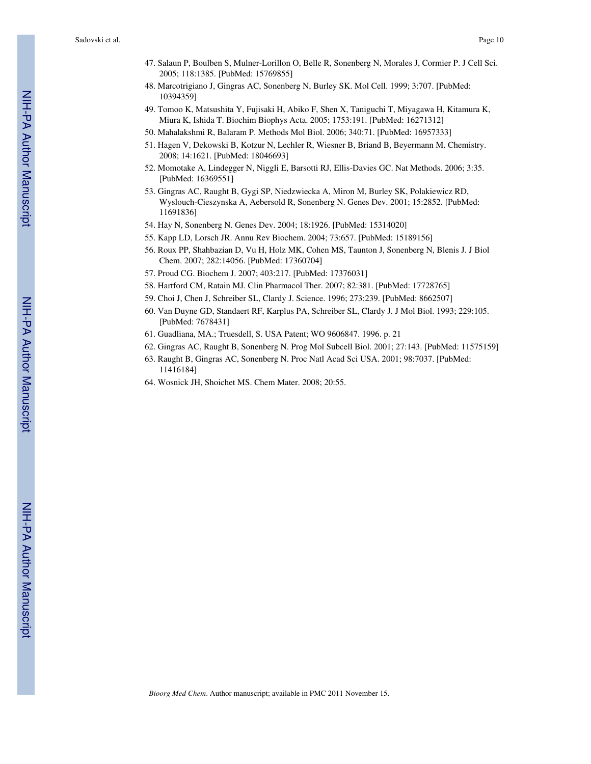47. Salaun P, Boulben S, Mulner-Lorillon O, Belle R, Sonenberg N, Morales J, Cormier P. J Cell Sci. 2005; 118:1385. [PubMed: 15769855]
48. Marcotrigiano J, Gingras AC, Sonenberg N, Burley SK. Mol Cell. 1999; 3:707. [PubMed: 10394359]
49. Tomoo K, Matsushita Y, Fujisaki H, Abiko F, Shen X, Taniguchi T, Miyagawa H, Kitamura K, Miura K, Ishida T. Biochim Biophys Acta. 2005; 1753:191. [PubMed: 16271312]
50. Mahalakshmi R, Balaram P. Methods Mol Biol. 2006; 340:71. [PubMed: 16957333]
51. Hagen V, Dekowski B, Kotzur N, Lechler R, Wiesner B, Briand B, Beyermann M. Chemistry. 2008; 14:1621. [PubMed: 18046693]
52. Momotake A, Lindegger N, Niggli E, Barsotti RJ, Ellis-Davies GC. Nat Methods. 2006; 3:35. [PubMed: 16369551]
53. Gingras AC, Raught B, Gygi SP, Niedzwiecka A, Miron M, Burley SK, Polakiewicz RD, Wyslouch-Cieszynska A, Aebersold R, Sonenberg N. Genes Dev. 2001; 15:2852. [PubMed: 11691836]
54. Hay N, Sonenberg N. Genes Dev. 2004; 18:1926. [PubMed: 15314020]
55. Kapp LD, Lorsch JR. Annu Rev Biochem. 2004; 73:657. [PubMed: 15189156]
56. Roux PP, Shahbazian D, Vu H, Holz MK, Cohen MS, Taunton J, Sonenberg N, Blenis J. J Biol Chem. 2007; 282:14056. [PubMed: 17360704]
57. Proud CG. Biochem J. 2007; 403:217. [PubMed: 17376031]
58. Hartford CM, Ratain MJ. Clin Pharmacol Ther. 2007; 82:381. [PubMed: 17728765]
59. Choi J, Chen J, Schreiber SL, Clardy J. Science. 1996; 273:239. [PubMed: 8662507]
60. Van Duyne GD, Standaert RF, Karplus PA, Schreiber SL, Clardy J. J Mol Biol. 1993; 229:105. [PubMed: 7678431]
61. Guadliana, MA.; Truesdell, S. USA Patent; WO 9606847. 1996. p. 21
62. Gingras AC, Raught B, Sonenberg N. Prog Mol Subcell Biol. 2001; 27:143. [PubMed: 11575159]
63. Raught B, Gingras AC, Sonenberg N. Proc Natl Acad Sci USA. 2001; 98:7037. [PubMed: 11416184]
64. Wosnick JH, Shoichet MS. Chem Mater. 2008; 20:55.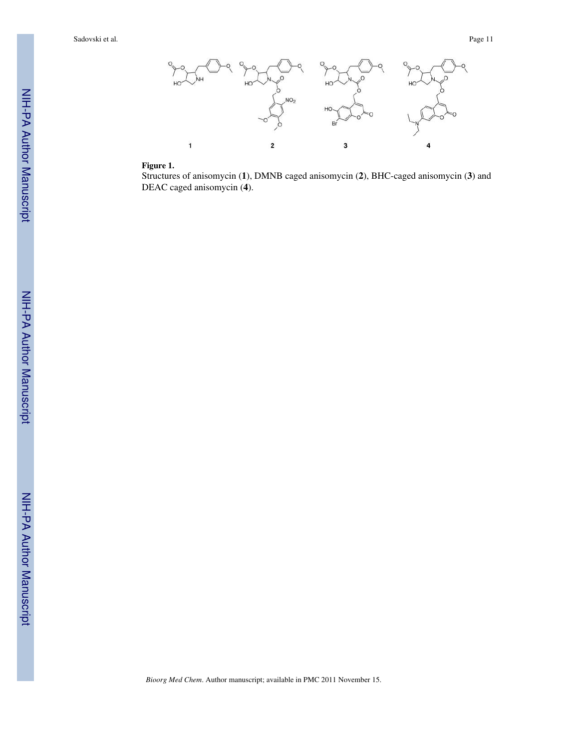**Figure 1.**

Structures of anisomycin (**1**), DMNB caged anisomycin (**2**), BHC-caged anisomycin (**3**) and DEAC caged anisomycin (**4**).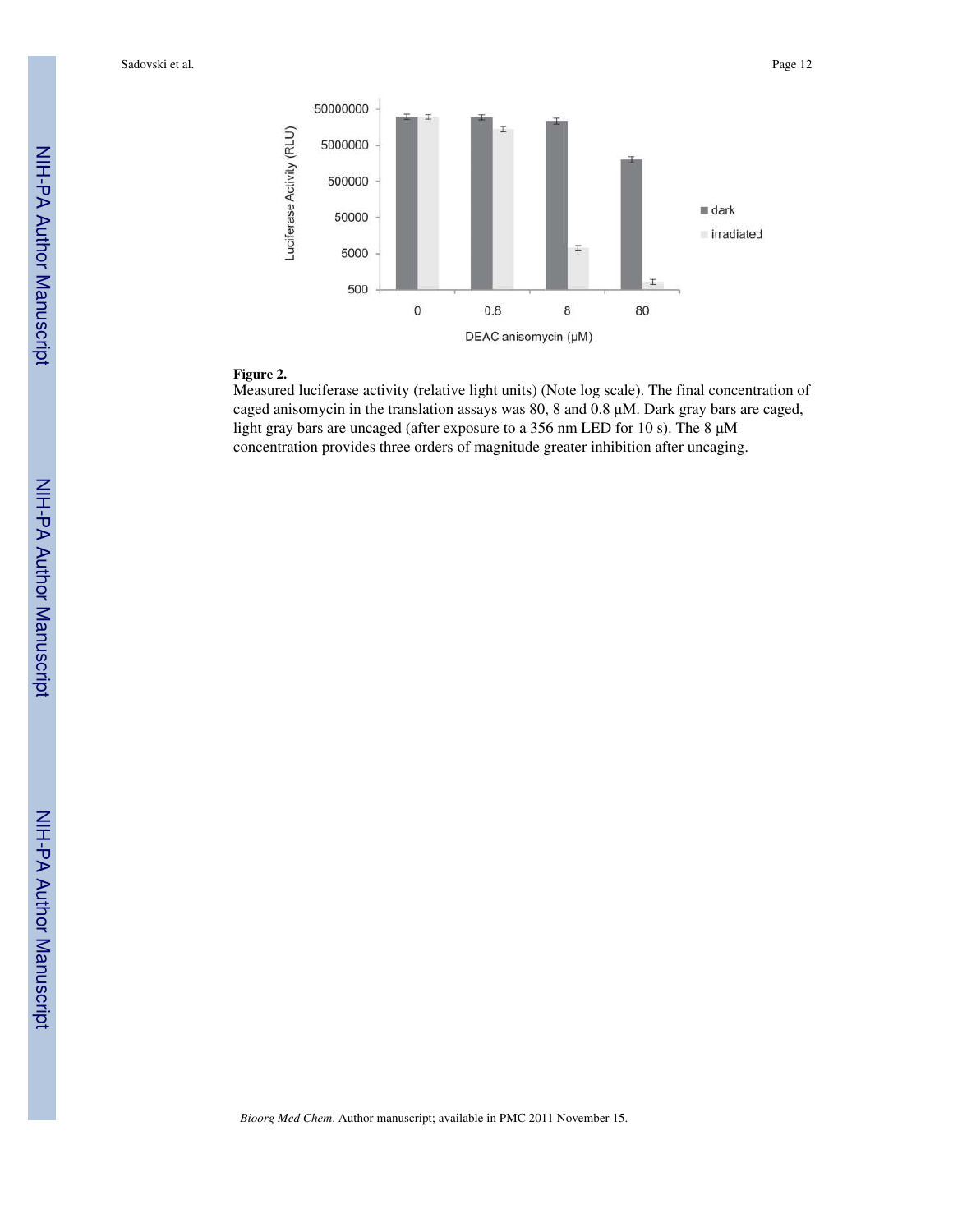**Figure 2.**

Measured luciferase activity (relative light units) (Note log scale). The final concentration of caged anisomycin in the translation assays was 80, 8 and 0.8 μM. Dark gray bars are caged, light gray bars are uncaged (after exposure to a 356 nm LED for 10 s). The 8 μM concentration provides three orders of magnitude greater inhibition after uncaging.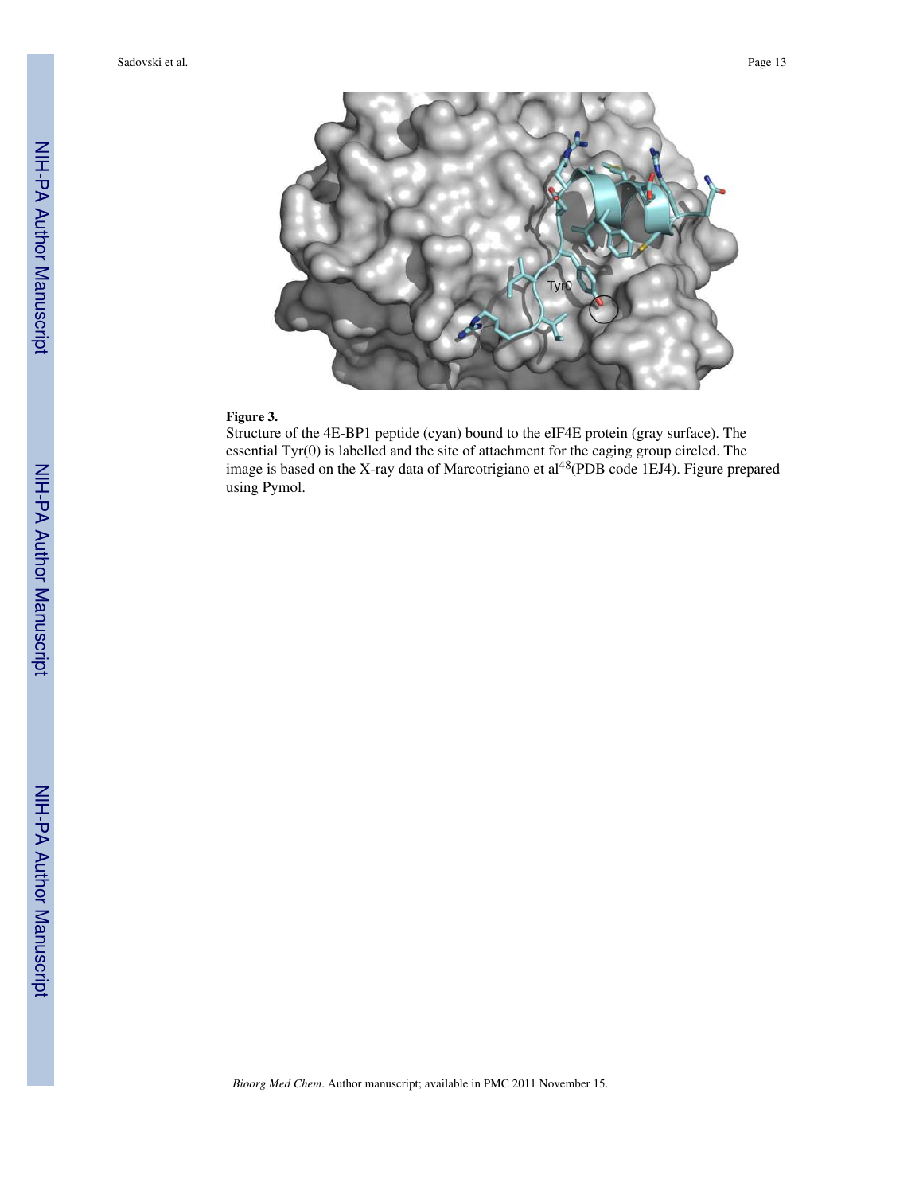**Figure 3.**

Structure of the 4E-BP1 peptide (cyan) bound to the eIF4E protein (gray surface). The essential Tyr(0) is labelled and the site of attachment for the caging group circled. The image is based on the X-ray data of Marcotrigiano et al[48](PDB code 1EJ4). Figure prepared using Pymol.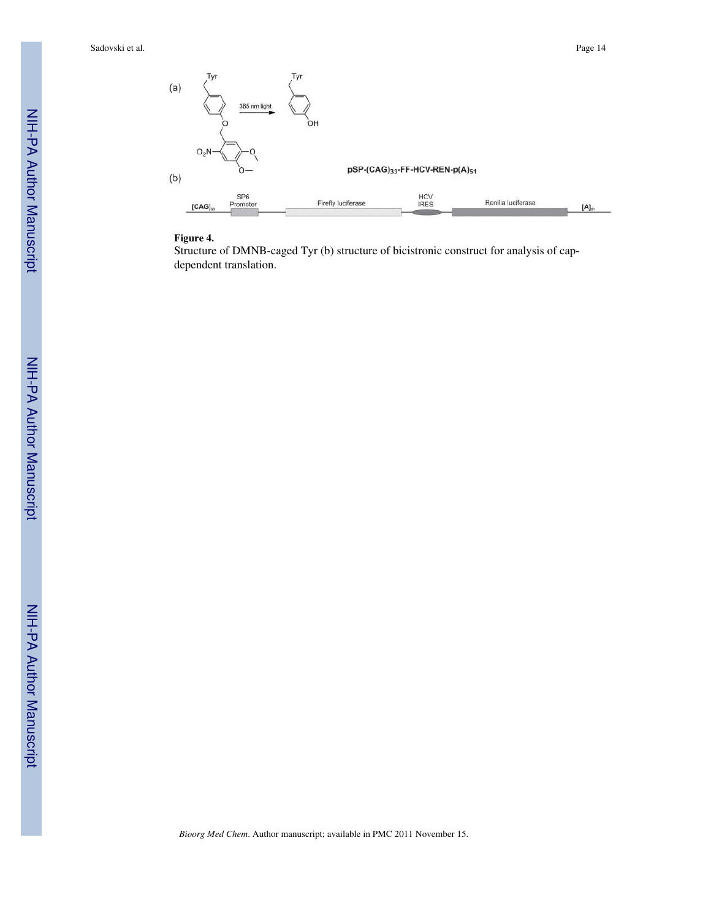**Figure 4.**

Structure of DMNB-caged Tyr (b) structure of bicistronic construct for analysis of cap-dependent translation.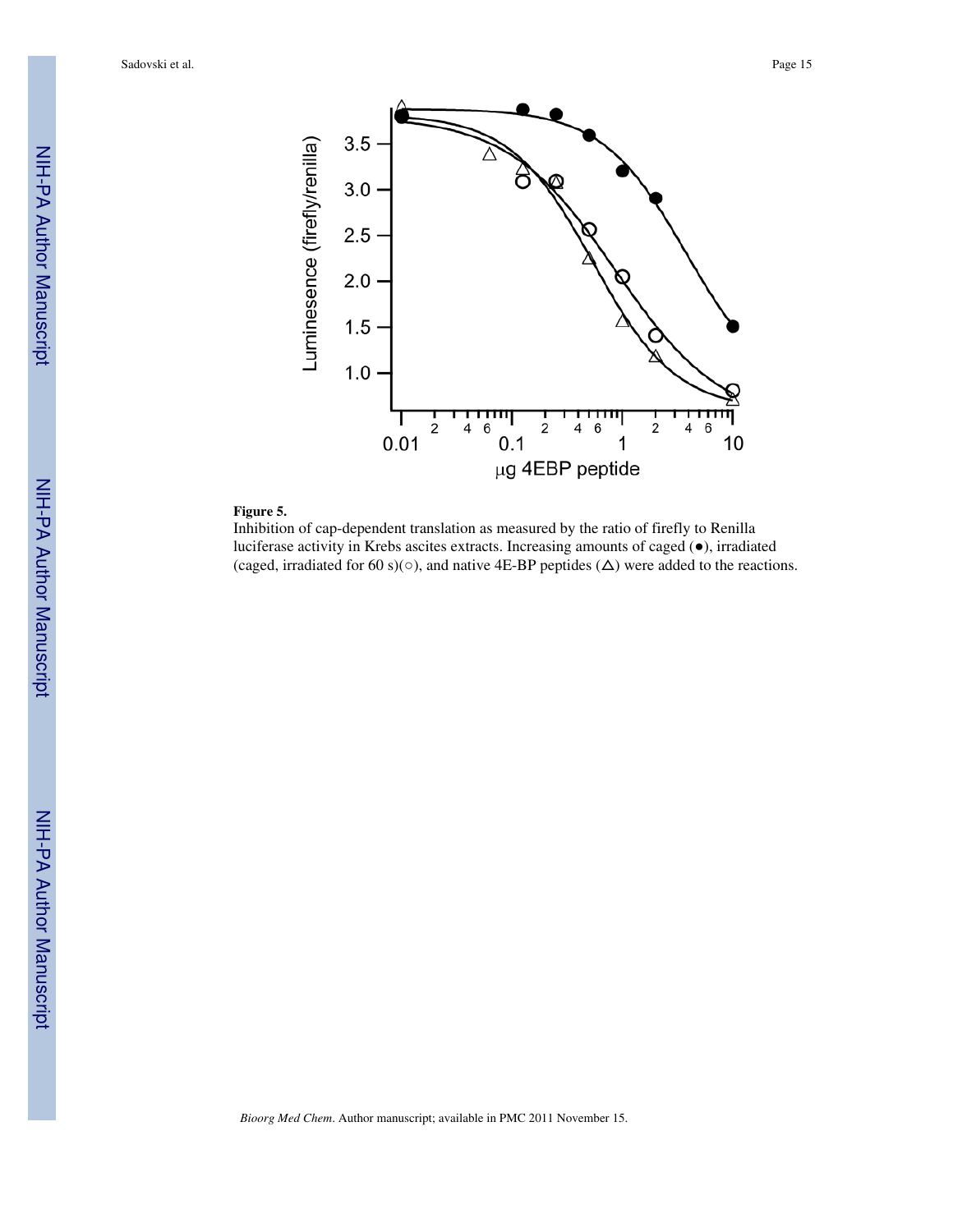**Figure 5.**

Inhibition of cap-dependent translation as measured by the ratio of firefly to Renilla luciferase activity in Krebs ascites extracts. Increasing amounts of caged (●), irradiated (caged, irradiated for 60 s)(○), and native 4E-BP peptides (△) were added to the reactions.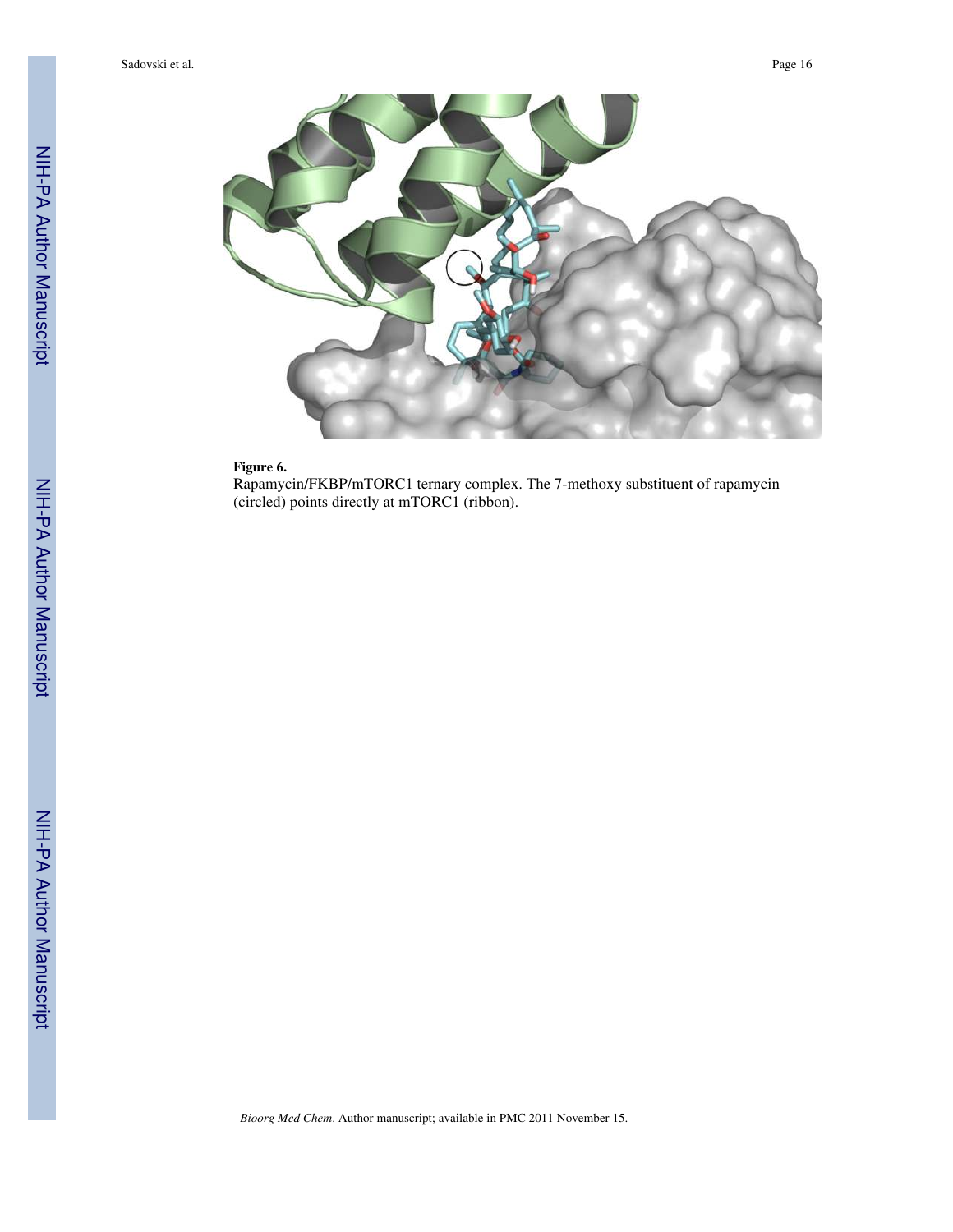**Figure 6.**

Rapamycin/FKBP/mTORC1 ternary complex. The 7-methoxy substituent of rapamycin (circled) points directly at mTORC1 (ribbon).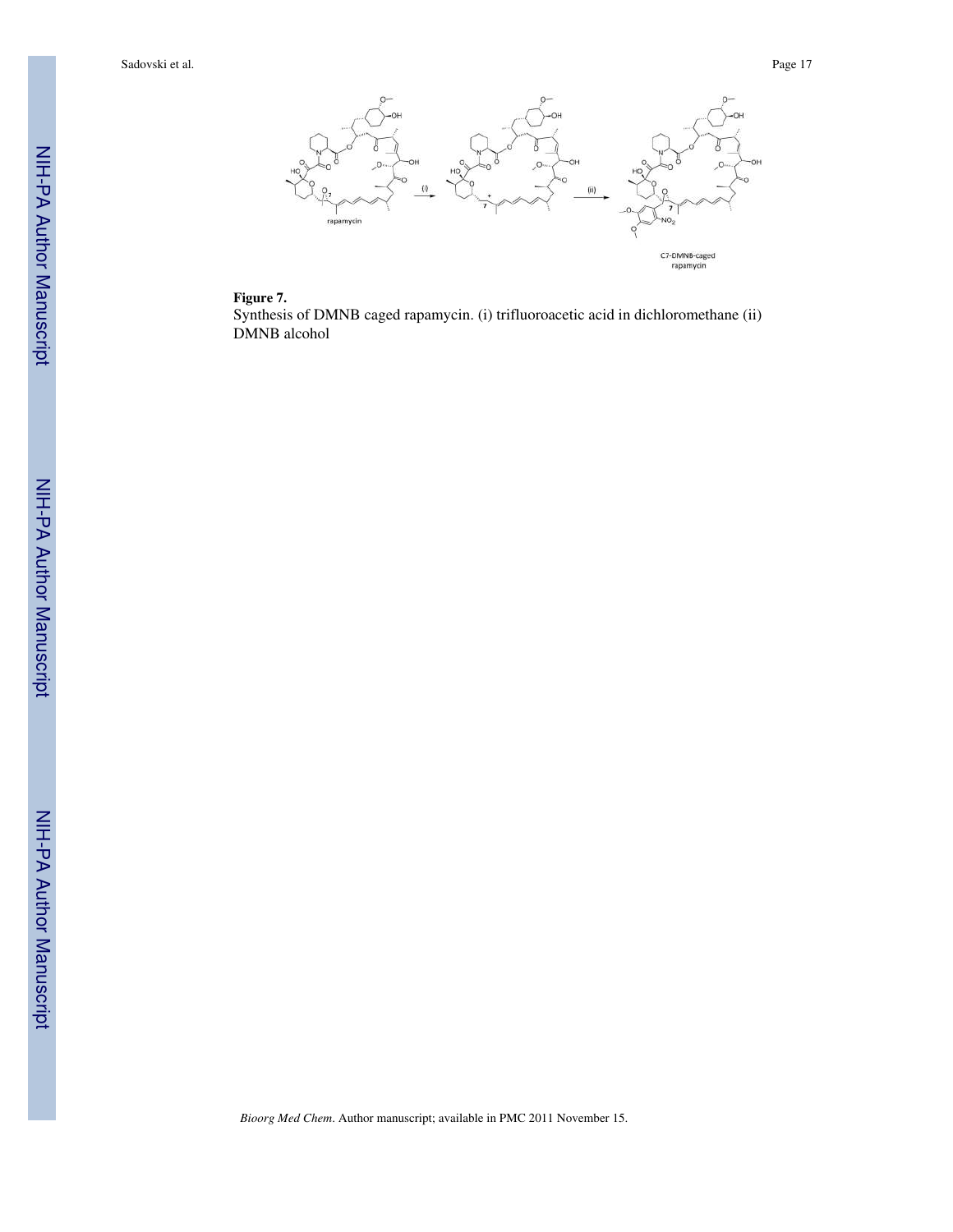**Figure 7.**

Synthesis of DMNB caged rapamycin. (i) trifluoroacetic acid in dichloromethane (ii) DMNB alcohol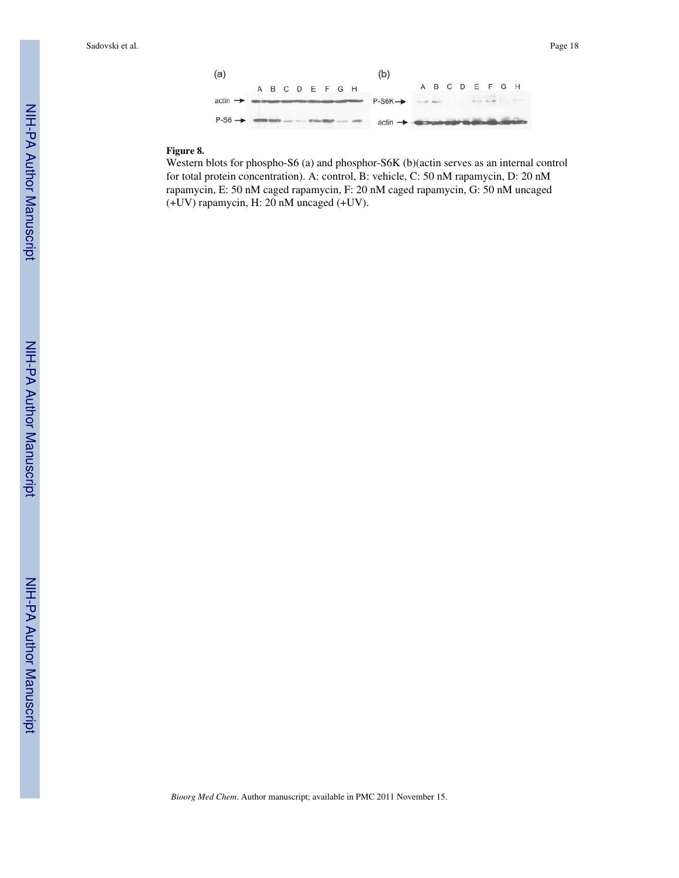**Figure 8.**

Western blots for phospho-S6 (a) and phosphor-S6K (b)(actin serves as an internal control for total protein concentration). A: control, B: vehicle, C: 50 nM rapamycin, D: 20 nM rapamycin, E: 50 nM caged rapamycin, F: 20 nM caged rapamycin, G: 50 nM uncaged (+UV) rapamycin, H: 20 nM uncaged (+UV).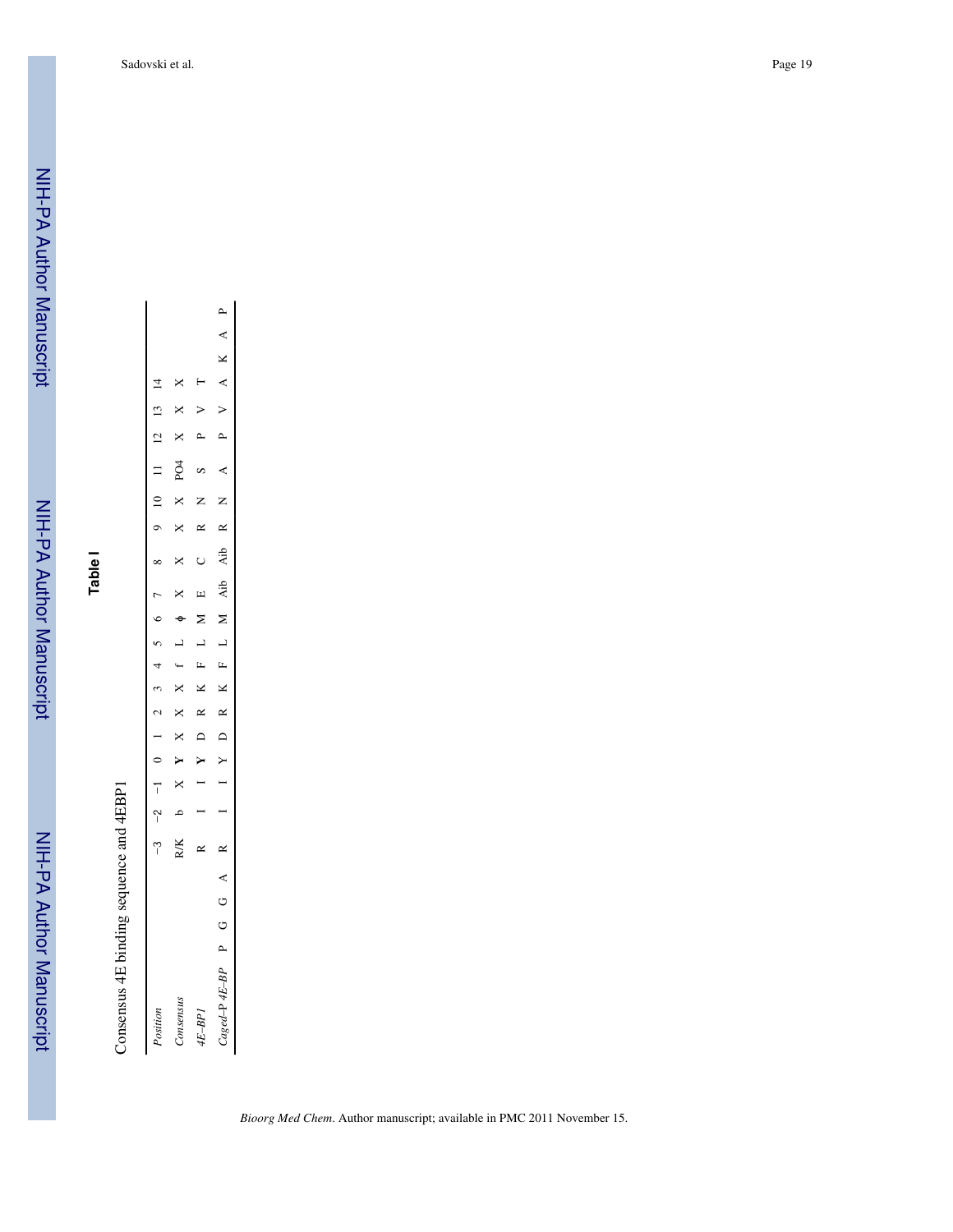**Table I**

Consensus 4E binding sequence and 4EBP1

| *Position* | | | | | −3 | −2 | −1 | 0 | 1 | 2 | 3 | 4 | 5 | 6 | 7 | 8 | 9 | 10 | 11 | 12 | 13 | 14 | | | |
|---|---|---|---|---|---|---|---|---|---|---|---|---|---|---|---|---|---|---|---|---|---|---|---|---|---|
| *Consensus* | | | | | R/K | b | X | **Y** | X | X | X | f | L | ϕ | X | X | X | X | PO4 | X | X | X | | | |
| *4E-BP1* | | | | | R | I | I | **Y** | D | R | K | F | L | M | E | C | R | N | S | P | V | T | | | |
| *Caged-P 4E-BP* | P | G | G | A | R | I | I | Y | D | R | K | F | L | M | Aib | Aib | R | N | A | P | V | A | K | A | P |